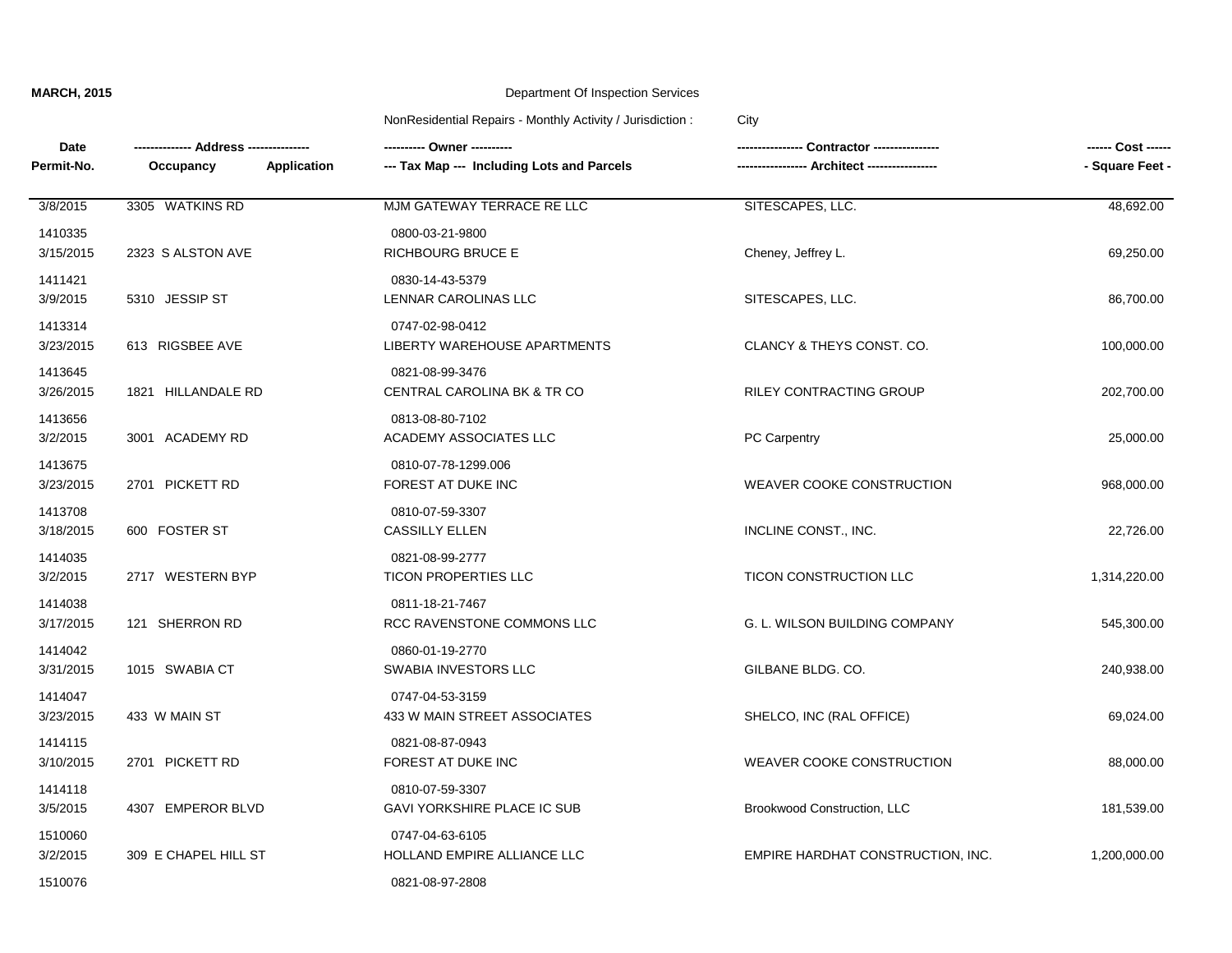**MARCH, 2015**

Department Of Inspection Services

NonResidential Repairs - Monthly Activity / Jurisdiction : City

| Date Permit-No. | Address Occupancy Application | Owner Tax Map --- Including Lots and Parcels | Contractor Architect | Cost - Square Feet - |
|---|---|---|---|---|
| 3/8/2015 1410335 | 3305 WATKINS RD | MJM GATEWAY TERRACE RE LLC 0800-03-21-9800 | SITESCAPES, LLC. | 48,692.00 |
| 3/15/2015 1411421 | 2323 S ALSTON AVE | RICHBOURG BRUCE E 0830-14-43-5379 | Cheney, Jeffrey L. | 69,250.00 |
| 3/9/2015 1413314 | 5310 JESSIP ST | LENNAR CAROLINAS LLC 0747-02-98-0412 | SITESCAPES, LLC. | 86,700.00 |
| 3/23/2015 1413645 | 613 RIGSBEE AVE | LIBERTY WAREHOUSE APARTMENTS 0821-08-99-3476 | CLANCY & THEYS CONST. CO. | 100,000.00 |
| 3/26/2015 1413656 | 1821 HILLANDALE RD | CENTRAL CAROLINA BK & TR CO 0813-08-80-7102 | RILEY CONTRACTING GROUP | 202,700.00 |
| 3/2/2015 1413675 | 3001 ACADEMY RD | ACADEMY ASSOCIATES LLC 0810-07-78-1299.006 | PC Carpentry | 25,000.00 |
| 3/23/2015 1413708 | 2701 PICKETT RD | FOREST AT DUKE INC 0810-07-59-3307 | WEAVER COOKE CONSTRUCTION | 968,000.00 |
| 3/18/2015 1414035 | 600 FOSTER ST | CASSILLY ELLEN 0821-08-99-2777 | INCLINE CONST., INC. | 22,726.00 |
| 3/2/2015 1414038 | 2717 WESTERN BYP | TICON PROPERTIES LLC 0811-18-21-7467 | TICON CONSTRUCTION LLC | 1,314,220.00 |
| 3/17/2015 1414042 | 121 SHERRON RD | RCC RAVENSTONE COMMONS LLC 0860-01-19-2770 | G. L. WILSON BUILDING COMPANY | 545,300.00 |
| 3/31/2015 1414047 | 1015 SWABIA CT | SWABIA INVESTORS LLC 0747-04-53-3159 | GILBANE BLDG. CO. | 240,938.00 |
| 3/23/2015 1414115 | 433 W MAIN ST | 433 W MAIN STREET ASSOCIATES 0821-08-87-0943 | SHELCO, INC (RAL OFFICE) | 69,024.00 |
| 3/10/2015 1414118 | 2701 PICKETT RD | FOREST AT DUKE INC 0810-07-59-3307 | WEAVER COOKE CONSTRUCTION | 88,000.00 |
| 3/5/2015 1510060 | 4307 EMPEROR BLVD | GAVI YORKSHIRE PLACE IC SUB 0747-04-63-6105 | Brookwood Construction, LLC | 181,539.00 |
| 3/2/2015 1510076 | 309 E CHAPEL HILL ST | HOLLAND EMPIRE ALLIANCE LLC 0821-08-97-2808 | EMPIRE HARDHAT CONSTRUCTION, INC. | 1,200,000.00 |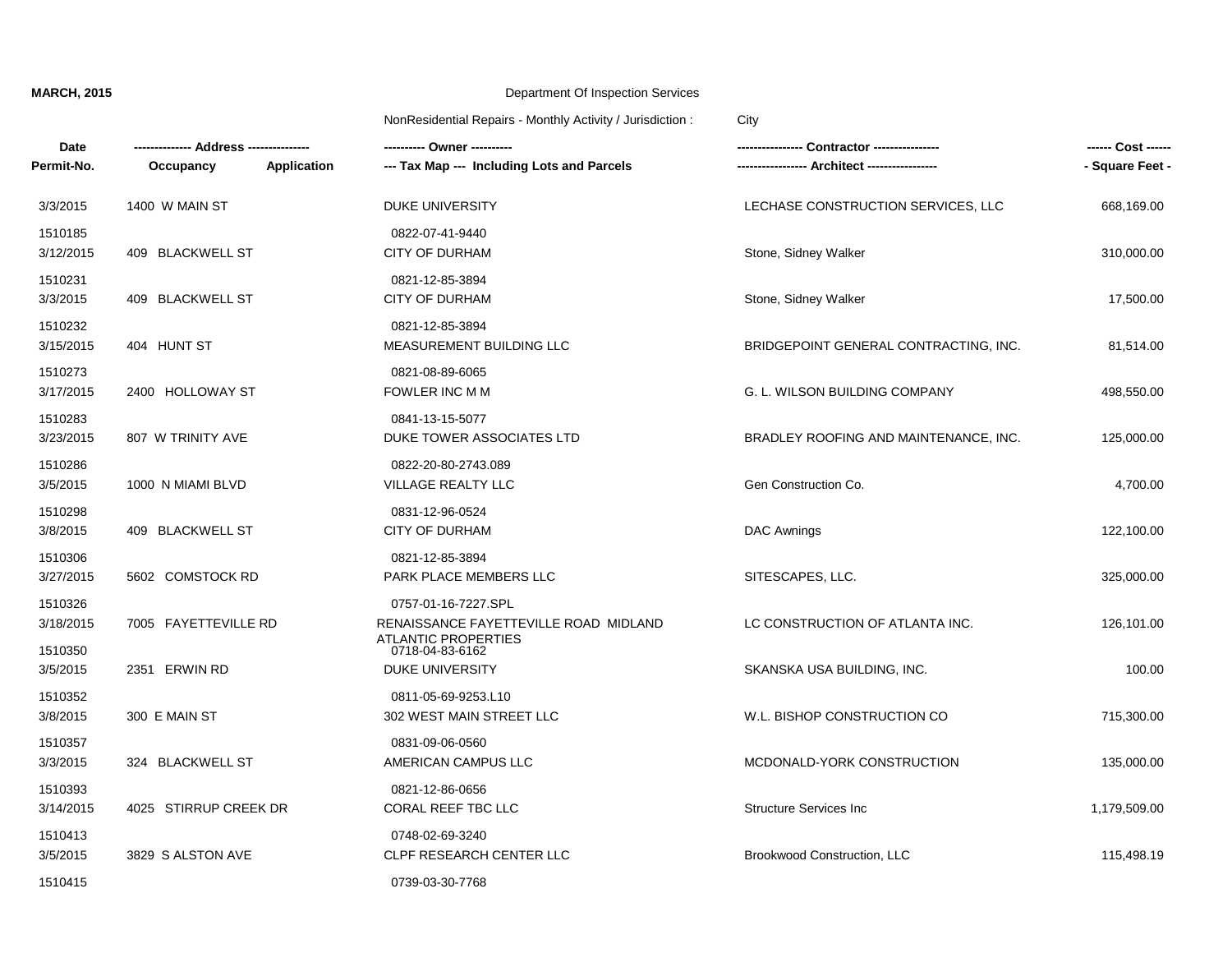**MARCH, 2015**

Department Of Inspection Services

NonResidential Repairs - Monthly Activity / Jurisdiction : City

| Date<br>Permit-No. | Address<br>Occupancy / Application | Owner<br>Tax Map (Including Lots and Parcels) | Contractor<br>Architect | Cost<br>Square Feet |
|---|---|---|---|---|
| 3/3/2015<br>1510185 | 1400 W MAIN ST | DUKE UNIVERSITY<br>0822-07-41-9440 | LECHASE CONSTRUCTION SERVICES, LLC | 668,169.00 |
| 3/12/2015<br>1510231 | 409 BLACKWELL ST | CITY OF DURHAM<br>0821-12-85-3894 | Stone, Sidney Walker | 310,000.00 |
| 3/3/2015<br>1510232 | 409 BLACKWELL ST | CITY OF DURHAM<br>0821-12-85-3894 | Stone, Sidney Walker | 17,500.00 |
| 3/15/2015<br>1510273 | 404 HUNT ST | MEASUREMENT BUILDING LLC<br>0821-08-89-6065 | BRIDGEPOINT GENERAL CONTRACTING, INC. | 81,514.00 |
| 3/17/2015<br>1510283 | 2400 HOLLOWAY ST | FOWLER INC M M<br>0841-13-15-5077 | G. L. WILSON BUILDING COMPANY | 498,550.00 |
| 3/23/2015<br>1510286 | 807 W TRINITY AVE | DUKE TOWER ASSOCIATES LTD<br>0822-20-80-2743.089 | BRADLEY ROOFING AND MAINTENANCE, INC. | 125,000.00 |
| 3/5/2015<br>1510298 | 1000 N MIAMI BLVD | VILLAGE REALTY LLC<br>0831-12-96-0524 | Gen Construction Co. | 4,700.00 |
| 3/8/2015<br>1510306 | 409 BLACKWELL ST | CITY OF DURHAM<br>0821-12-85-3894 | DAC Awnings | 122,100.00 |
| 3/27/2015<br>1510326 | 5602 COMSTOCK RD | PARK PLACE MEMBERS LLC<br>0757-01-16-7227.SPL | SITESCAPES, LLC. | 325,000.00 |
| 3/18/2015<br>1510350 | 7005 FAYETTEVILLE RD | RENAISSANCE FAYETTEVILLE ROAD MIDLAND ATLANTIC PROPERTIES<br>0718-04-83-6162 | LC CONSTRUCTION OF ATLANTA INC. | 126,101.00 |
| 3/5/2015<br>1510352 | 2351 ERWIN RD | DUKE UNIVERSITY<br>0811-05-69-9253.L10 | SKANSKA USA BUILDING, INC. | 100.00 |
| 3/8/2015<br>1510357 | 300 E MAIN ST | 302 WEST MAIN STREET LLC<br>0831-09-06-0560 | W.L. BISHOP CONSTRUCTION CO | 715,300.00 |
| 3/3/2015<br>1510393 | 324 BLACKWELL ST | AMERICAN CAMPUS LLC<br>0821-12-86-0656 | MCDONALD-YORK CONSTRUCTION | 135,000.00 |
| 3/14/2015<br>1510413 | 4025 STIRRUP CREEK DR | CORAL REEF TBC LLC<br>0748-02-69-3240 | Structure Services Inc | 1,179,509.00 |
| 3/5/2015<br>1510415 | 3829 S ALSTON AVE | CLPF RESEARCH CENTER LLC<br>0739-03-30-7768 | Brookwood Construction, LLC | 115,498.19 |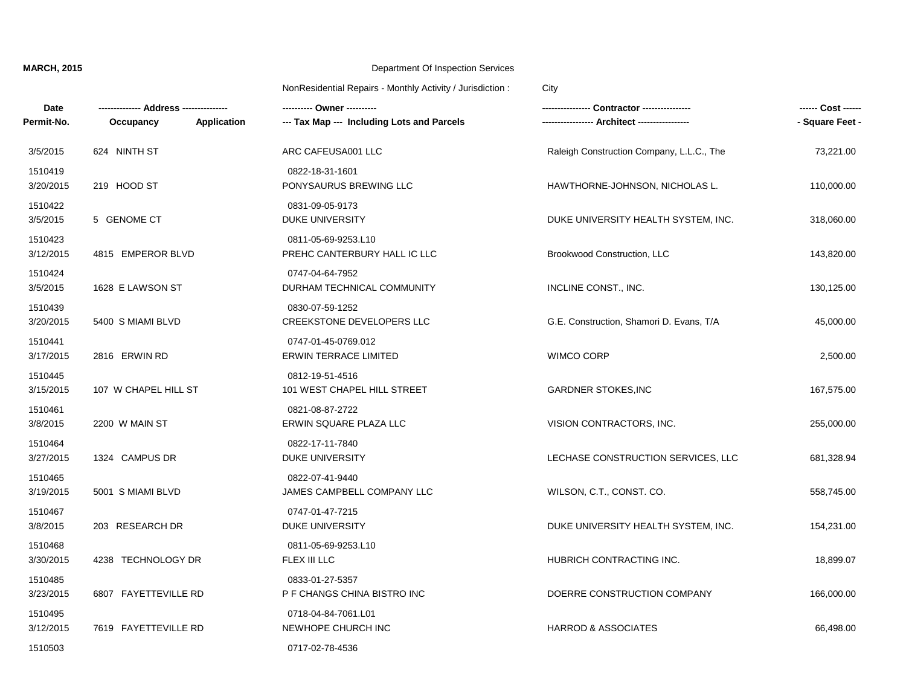**MARCH, 2015**

Department Of Inspection Services

NonResidential Repairs - Monthly Activity / Jurisdiction : City

| Date / Permit-No. | Address / Occupancy / Application | Owner / Tax Map (Including Lots and Parcels) | Contractor / Architect | Cost / Square Feet |
|---|---|---|---|---|
| 3/5/2015 1510419 | 624 NINTH ST | ARC CAFEUSA001 LLC 0822-18-31-1601 | Raleigh Construction Company, L.L.C., The | 73,221.00 |
| 3/20/2015 1510422 | 219 HOOD ST | PONYSAURUS BREWING LLC 0831-09-05-9173 | HAWTHORNE-JOHNSON, NICHOLAS L. | 110,000.00 |
| 3/5/2015 1510423 | 5 GENOME CT | DUKE UNIVERSITY 0811-05-69-9253.L10 | DUKE UNIVERSITY HEALTH SYSTEM, INC. | 318,060.00 |
| 3/12/2015 1510424 | 4815 EMPEROR BLVD | PREHC CANTERBURY HALL IC LLC 0747-04-64-7952 | Brookwood Construction, LLC | 143,820.00 |
| 3/5/2015 1510439 | 1628 E LAWSON ST | DURHAM TECHNICAL COMMUNITY 0830-07-59-1252 | INCLINE CONST., INC. | 130,125.00 |
| 3/20/2015 1510441 | 5400 S MIAMI BLVD | CREEKSTONE DEVELOPERS LLC 0747-01-45-0769.012 | G.E. Construction, Shamori D. Evans, T/A | 45,000.00 |
| 3/17/2015 1510445 | 2816 ERWIN RD | ERWIN TERRACE LIMITED 0812-19-51-4516 | WIMCO CORP | 2,500.00 |
| 3/15/2015 1510461 | 107 W CHAPEL HILL ST | 101 WEST CHAPEL HILL STREET 0821-08-87-2722 | GARDNER STOKES,INC | 167,575.00 |
| 3/8/2015 1510464 | 2200 W MAIN ST | ERWIN SQUARE PLAZA LLC 0822-17-11-7840 | VISION CONTRACTORS, INC. | 255,000.00 |
| 3/27/2015 1510465 | 1324 CAMPUS DR | DUKE UNIVERSITY 0822-07-41-9440 | LECHASE CONSTRUCTION SERVICES, LLC | 681,328.94 |
| 3/19/2015 1510467 | 5001 S MIAMI BLVD | JAMES CAMPBELL COMPANY LLC 0747-01-47-7215 | WILSON, C.T., CONST. CO. | 558,745.00 |
| 3/8/2015 1510468 | 203 RESEARCH DR | DUKE UNIVERSITY 0811-05-69-9253.L10 | DUKE UNIVERSITY HEALTH SYSTEM, INC. | 154,231.00 |
| 3/30/2015 1510485 | 4238 TECHNOLOGY DR | FLEX III LLC 0833-01-27-5357 | HUBRICH CONTRACTING INC. | 18,899.07 |
| 3/23/2015 1510495 | 6807 FAYETTEVILLE RD | P F CHANGS CHINA BISTRO INC 0718-04-84-7061.L01 | DOERRE CONSTRUCTION COMPANY | 166,000.00 |
| 3/12/2015 1510503 | 7619 FAYETTEVILLE RD | NEWHOPE CHURCH INC 0717-02-78-4536 | HARROD & ASSOCIATES | 66,498.00 |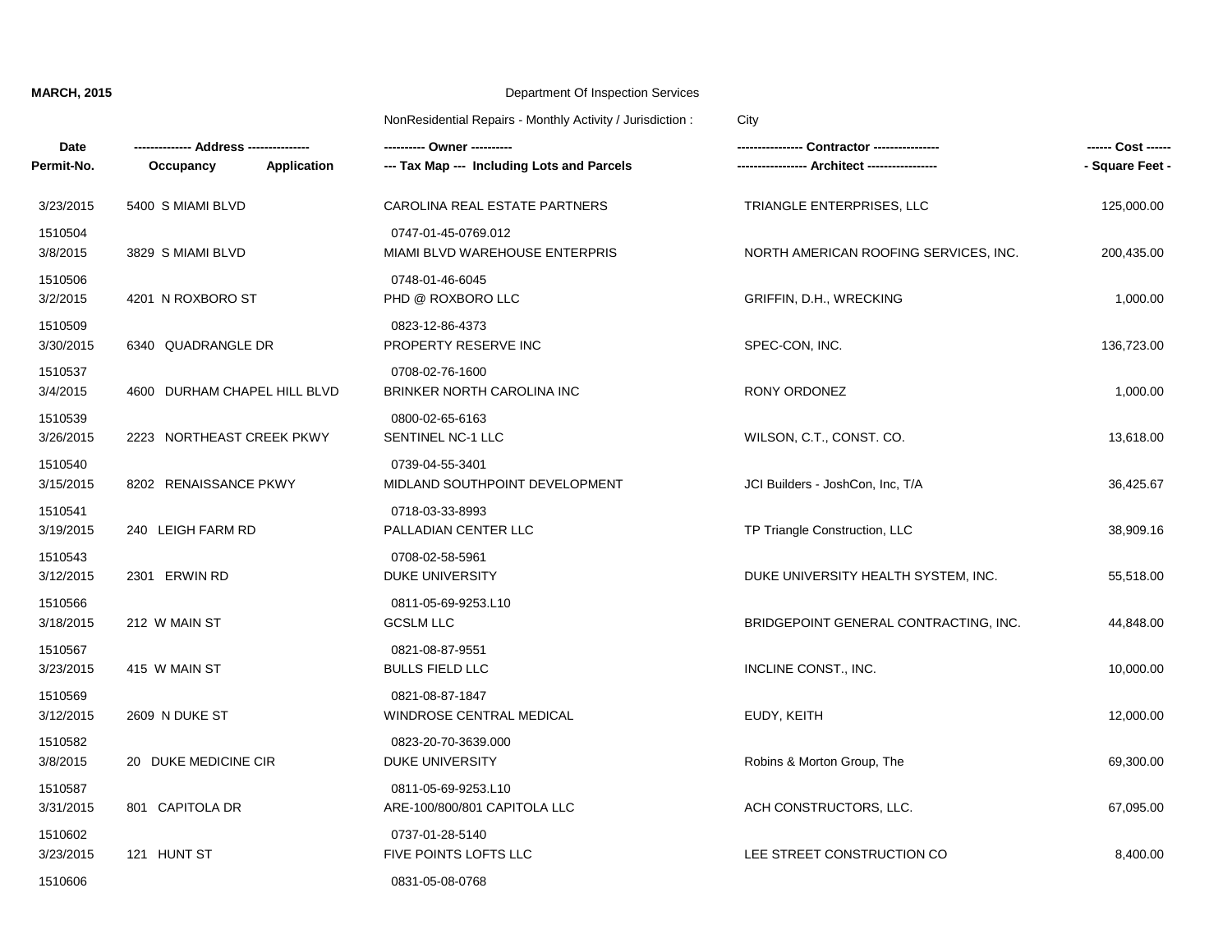**MARCH, 2015**

Department Of Inspection Services

NonResidential Repairs - Monthly Activity / Jurisdiction : City

| Date<br>Permit-No. | -------------- Address --------------<br>Occupancy Application | ---------- Owner ----------<br>--- Tax Map --- Including Lots and Parcels | ---------------- Contractor ----------------<br>---------------- Architect ---------------- | ------ Cost ------<br>- Square Feet - |
|---|---|---|---|---|
| 3/23/2015 | 5400 S MIAMI BLVD | CAROLINA REAL ESTATE PARTNERS | TRIANGLE ENTERPRISES, LLC | 125,000.00 |
| 1510504 | | 0747-01-45-0769.012 | | |
| 3/8/2015 | 3829 S MIAMI BLVD | MIAMI BLVD WAREHOUSE ENTERPRIS | NORTH AMERICAN ROOFING SERVICES, INC. | 200,435.00 |
| 1510506 | | 0748-01-46-6045 | | |
| 3/2/2015 | 4201 N ROXBORO ST | PHD @ ROXBORO LLC | GRIFFIN, D.H., WRECKING | 1,000.00 |
| 1510509 | | 0823-12-86-4373 | | |
| 3/30/2015 | 6340 QUADRANGLE DR | PROPERTY RESERVE INC | SPEC-CON, INC. | 136,723.00 |
| 1510537 | | 0708-02-76-1600 | | |
| 3/4/2015 | 4600 DURHAM CHAPEL HILL BLVD | BRINKER NORTH CAROLINA INC | RONY ORDONEZ | 1,000.00 |
| 1510539 | | 0800-02-65-6163 | | |
| 3/26/2015 | 2223 NORTHEAST CREEK PKWY | SENTINEL NC-1 LLC | WILSON, C.T., CONST. CO. | 13,618.00 |
| 1510540 | | 0739-04-55-3401 | | |
| 3/15/2015 | 8202 RENAISSANCE PKWY | MIDLAND SOUTHPOINT DEVELOPMENT | JCI Builders - JoshCon, Inc, T/A | 36,425.67 |
| 1510541 | | 0718-03-33-8993 | | |
| 3/19/2015 | 240 LEIGH FARM RD | PALLADIAN CENTER LLC | TP Triangle Construction, LLC | 38,909.16 |
| 1510543 | | 0708-02-58-5961 | | |
| 3/12/2015 | 2301 ERWIN RD | DUKE UNIVERSITY | DUKE UNIVERSITY HEALTH SYSTEM, INC. | 55,518.00 |
| 1510566 | | 0811-05-69-9253.L10 | | |
| 3/18/2015 | 212 W MAIN ST | GCSLM LLC | BRIDGEPOINT GENERAL CONTRACTING, INC. | 44,848.00 |
| 1510567 | | 0821-08-87-9551 | | |
| 3/23/2015 | 415 W MAIN ST | BULLS FIELD LLC | INCLINE CONST., INC. | 10,000.00 |
| 1510569 | | 0821-08-87-1847 | | |
| 3/12/2015 | 2609 N DUKE ST | WINDROSE CENTRAL MEDICAL | EUDY, KEITH | 12,000.00 |
| 1510582 | | 0823-20-70-3639.000 | | |
| 3/8/2015 | 20 DUKE MEDICINE CIR | DUKE UNIVERSITY | Robins & Morton Group, The | 69,300.00 |
| 1510587 | | 0811-05-69-9253.L10 | | |
| 3/31/2015 | 801 CAPITOLA DR | ARE-100/800/801 CAPITOLA LLC | ACH CONSTRUCTORS, LLC. | 67,095.00 |
| 1510602 | | 0737-01-28-5140 | | |
| 3/23/2015 | 121 HUNT ST | FIVE POINTS LOFTS LLC | LEE STREET CONSTRUCTION CO | 8,400.00 |
| 1510606 | | 0831-05-08-0768 | | |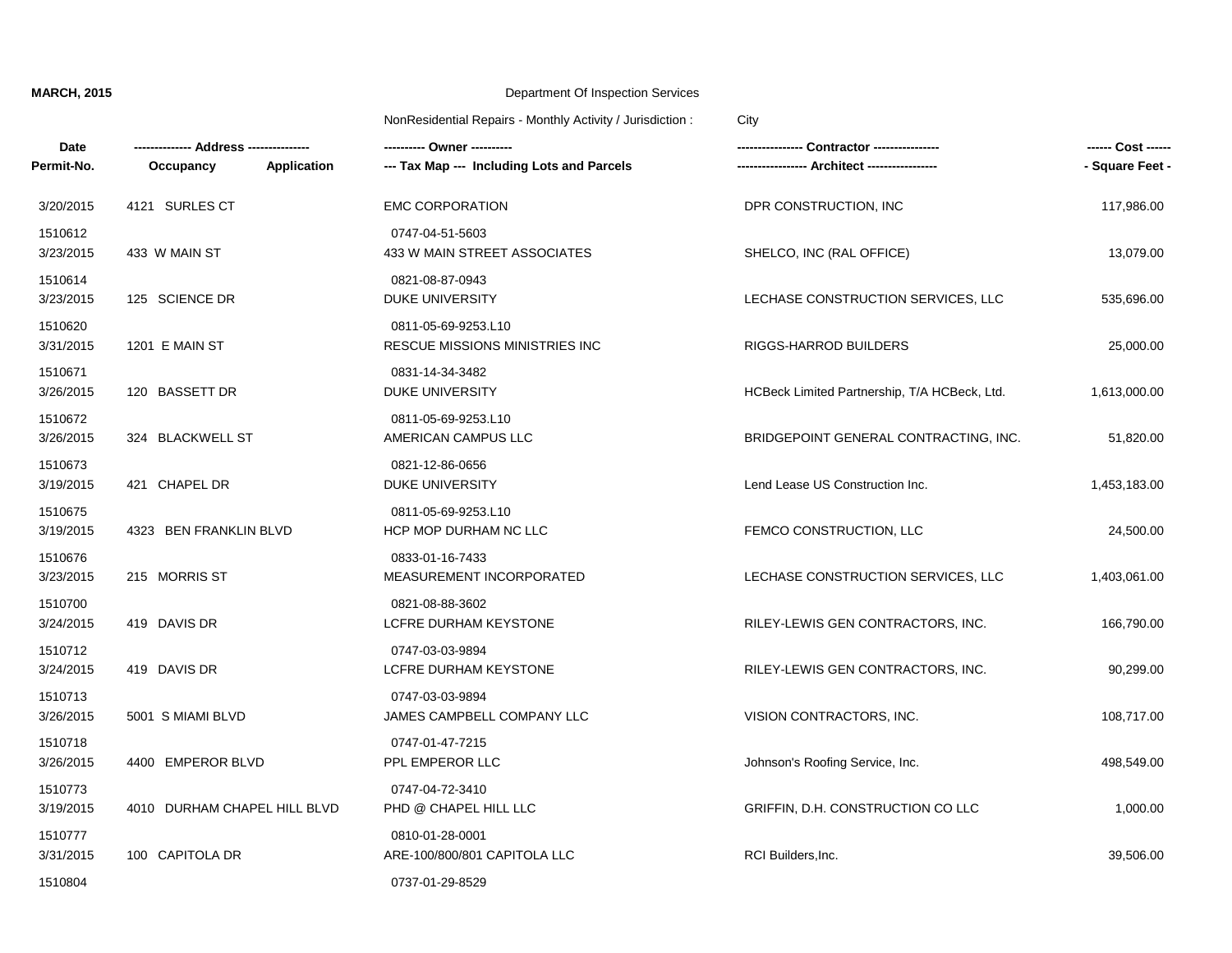**MARCH, 2015** Department Of Inspection Services

NonResidential Repairs - Monthly Activity / Jurisdiction : City

| Date<br>Permit-No. | -------------- Address ---------------<br>Occupancy Application | ---------- Owner ----------<br>--- Tax Map --- Including Lots and Parcels | ---------------- Contractor ----------------<br>----------------- Architect ----------------- | ------ Cost ------<br>- Square Feet - |
|---|---|---|---|---|
| 3/20/2015<br>1510612 | 4121 SURLES CT | EMC CORPORATION<br>0747-04-51-5603 | DPR CONSTRUCTION, INC | 117,986.00 |
| 3/23/2015<br>1510614 | 433 W MAIN ST | 433 W MAIN STREET ASSOCIATES<br>0821-08-87-0943 | SHELCO, INC (RAL OFFICE) | 13,079.00 |
| 3/23/2015<br>1510620 | 125 SCIENCE DR | DUKE UNIVERSITY<br>0811-05-69-9253.L10 | LECHASE CONSTRUCTION SERVICES, LLC | 535,696.00 |
| 3/31/2015<br>1510671 | 1201 E MAIN ST | RESCUE MISSIONS MINISTRIES INC<br>0831-14-34-3482 | RIGGS-HARROD BUILDERS | 25,000.00 |
| 3/26/2015<br>1510672 | 120 BASSETT DR | DUKE UNIVERSITY<br>0811-05-69-9253.L10 | HCBeck Limited Partnership, T/A HCBeck, Ltd. | 1,613,000.00 |
| 3/26/2015<br>1510673 | 324 BLACKWELL ST | AMERICAN CAMPUS LLC<br>0821-12-86-0656 | BRIDGEPOINT GENERAL CONTRACTING, INC. | 51,820.00 |
| 3/19/2015<br>1510675 | 421 CHAPEL DR | DUKE UNIVERSITY<br>0811-05-69-9253.L10 | Lend Lease US Construction Inc. | 1,453,183.00 |
| 3/19/2015<br>1510676 | 4323 BEN FRANKLIN BLVD | HCP MOP DURHAM NC LLC<br>0833-01-16-7433 | FEMCO CONSTRUCTION, LLC | 24,500.00 |
| 3/23/2015<br>1510700 | 215 MORRIS ST | MEASUREMENT INCORPORATED<br>0821-08-88-3602 | LECHASE CONSTRUCTION SERVICES, LLC | 1,403,061.00 |
| 3/24/2015<br>1510712 | 419 DAVIS DR | LCFRE DURHAM KEYSTONE<br>0747-03-03-9894 | RILEY-LEWIS GEN CONTRACTORS, INC. | 166,790.00 |
| 3/24/2015<br>1510713 | 419 DAVIS DR | LCFRE DURHAM KEYSTONE<br>0747-03-03-9894 | RILEY-LEWIS GEN CONTRACTORS, INC. | 90,299.00 |
| 3/26/2015<br>1510718 | 5001 S MIAMI BLVD | JAMES CAMPBELL COMPANY LLC<br>0747-01-47-7215 | VISION CONTRACTORS, INC. | 108,717.00 |
| 3/26/2015<br>1510773 | 4400 EMPEROR BLVD | PPL EMPEROR LLC<br>0747-04-72-3410 | Johnson's Roofing Service, Inc. | 498,549.00 |
| 3/19/2015<br>1510777 | 4010 DURHAM CHAPEL HILL BLVD | PHD @ CHAPEL HILL LLC<br>0810-01-28-0001 | GRIFFIN, D.H. CONSTRUCTION CO LLC | 1,000.00 |
| 3/31/2015<br>1510804 | 100 CAPITOLA DR | ARE-100/800/801 CAPITOLA LLC<br>0737-01-29-8529 | RCI Builders,Inc. | 39,506.00 |